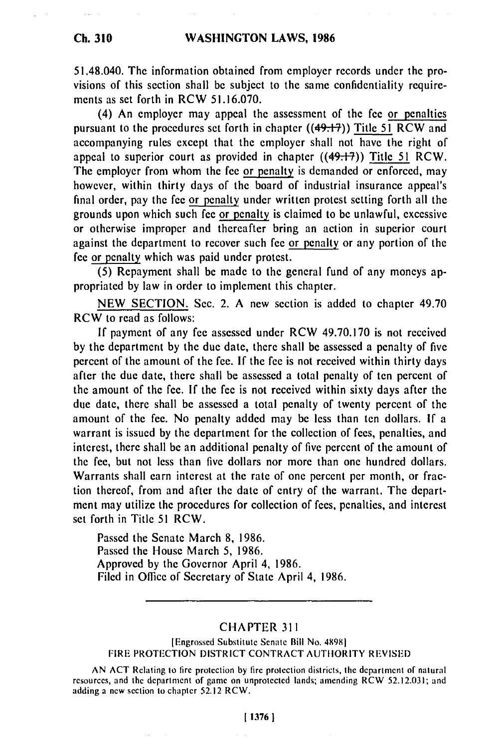51.48.040. The information obtained from employer records under the provisions of this section shall be subject to the same confidentiality requirements as set forth in RCW 51.16.070.

(4) An employer may appeal the assessment of the fee or penalties pursuant to the procedures set forth in chapter ((49.17)) Title 51 RCW and accompanying rules except that the employer shall not have the right of appeal to superior court as provided in chapter ((49.17)) Title 51 RCW. The employer from whom the fee or penalty is demanded or enforced, may however, within thirty days of the board of industrial insurance appeal's final order, pay the fee or penalty under written protest setting forth all the grounds upon which such fee or penalty is claimed to be unlawful, excessive or otherwise improper and thereafter bring an action in superior court against the department to recover such fee or penalty or any portion of the fee or penalty which was paid under protest.

(5) Repayment shall be made to the general fund of any moneys appropriated by law in order to implement this chapter.

NEW SECTION. Sec. 2. A new section is added to chapter 49.70 RCW to read as follows:

If payment of any fee assessed under RCW 49.70.170 is not received by the department by the due date, there shall be assessed a penalty of five percent of the amount of the fee. If the fee is not received within thirty days after the due date, there shall be assessed a total penalty of ten percent of the amount of the fee. If the fee is not received within sixty days after the due date, there shall be assessed a total penalty of twenty percent of the amount of the fee. No penalty added may be less than ten dollars. If a warrant is issued by the department for the collection of fees, penalties, and interest, there shall be an additional penalty of five percent of the amount of the fee, but not less than five dollars nor more than one hundred dollars. Warrants shall earn interest at the rate of one percent per month, or fraction thereof, from and after the date of entry of the warrant. The department may utilize the procedures for collection of fees, penalties, and interest set forth in Title 51 RCW.

Passed the Senate March 8, 1986.
Passed the House March 5, 1986.
Approved by the Governor April 4, 1986.
Filed in Office of Secretary of State April 4, 1986.

---

## CHAPTER 311

[Engrossed Substitute Senate Bill No. 4898]

FIRE PROTECTION DISTRICT CONTRACT AUTHORITY REVISED

AN ACT Relating to fire protection by fire protection districts, the department of natural resources, and the department of game on unprotected lands; amending RCW 52.12.031; and adding a new section to chapter 52.12 RCW.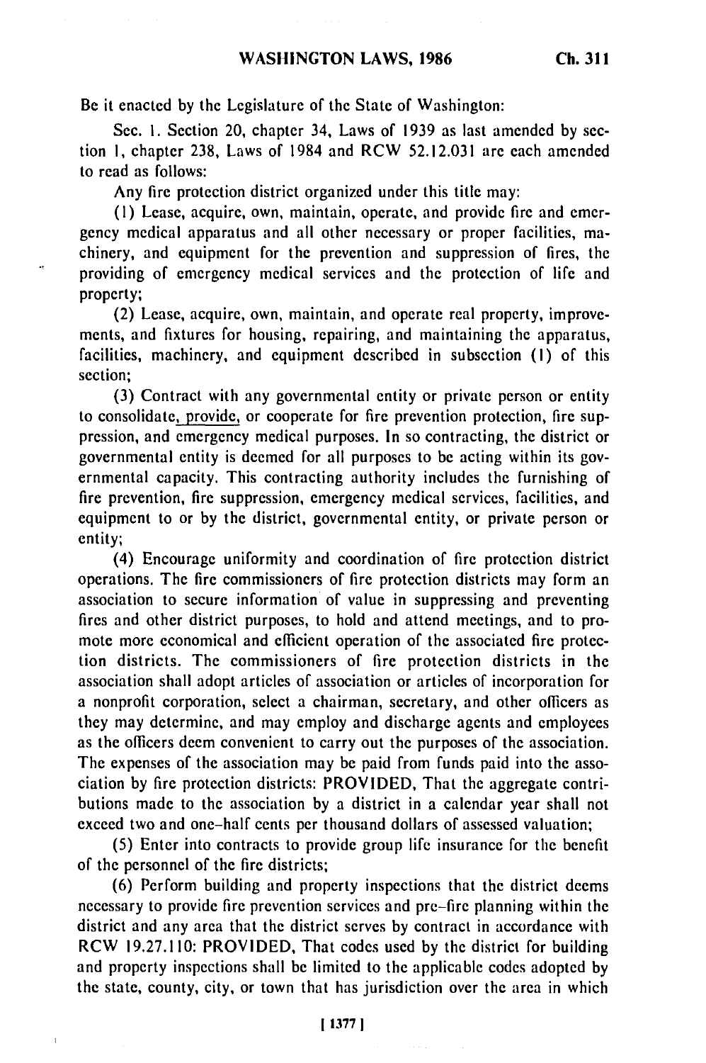Be it enacted by the Legislature of the State of Washington:

Sec. 1. Section 20, chapter 34, Laws of 1939 as last amended by section 1, chapter 238, Laws of 1984 and RCW 52.12.031 are each amended to read as follows:

Any fire protection district organized under this title may:

(1) Lease, acquire, own, maintain, operate, and provide fire and emergency medical apparatus and all other necessary or proper facilities, machinery, and equipment for the prevention and suppression of fires, the providing of emergency medical services and the protection of life and property;

(2) Lease, acquire, own, maintain, and operate real property, improvements, and fixtures for housing, repairing, and maintaining the apparatus, facilities, machinery, and equipment described in subsection (1) of this section;

(3) Contract with any governmental entity or private person or entity to consolidate, provide, or cooperate for fire prevention protection, fire suppression, and emergency medical purposes. In so contracting, the district or governmental entity is deemed for all purposes to be acting within its governmental capacity. This contracting authority includes the furnishing of fire prevention, fire suppression, emergency medical services, facilities, and equipment to or by the district, governmental entity, or private person or entity;

(4) Encourage uniformity and coordination of fire protection district operations. The fire commissioners of fire protection districts may form an association to secure information of value in suppressing and preventing fires and other district purposes, to hold and attend meetings, and to promote more economical and efficient operation of the associated fire protection districts. The commissioners of fire protection districts in the association shall adopt articles of association or articles of incorporation for a nonprofit corporation, select a chairman, secretary, and other officers as they may determine, and may employ and discharge agents and employees as the officers deem convenient to carry out the purposes of the association. The expenses of the association may be paid from funds paid into the association by fire protection districts: PROVIDED, That the aggregate contributions made to the association by a district in a calendar year shall not exceed two and one-half cents per thousand dollars of assessed valuation;

(5) Enter into contracts to provide group life insurance for the benefit of the personnel of the fire districts;

(6) Perform building and property inspections that the district deems necessary to provide fire prevention services and pre-fire planning within the district and any area that the district serves by contract in accordance with RCW 19.27.110: PROVIDED, That codes used by the district for building and property inspections shall be limited to the applicable codes adopted by the state, county, city, or town that has jurisdiction over the area in which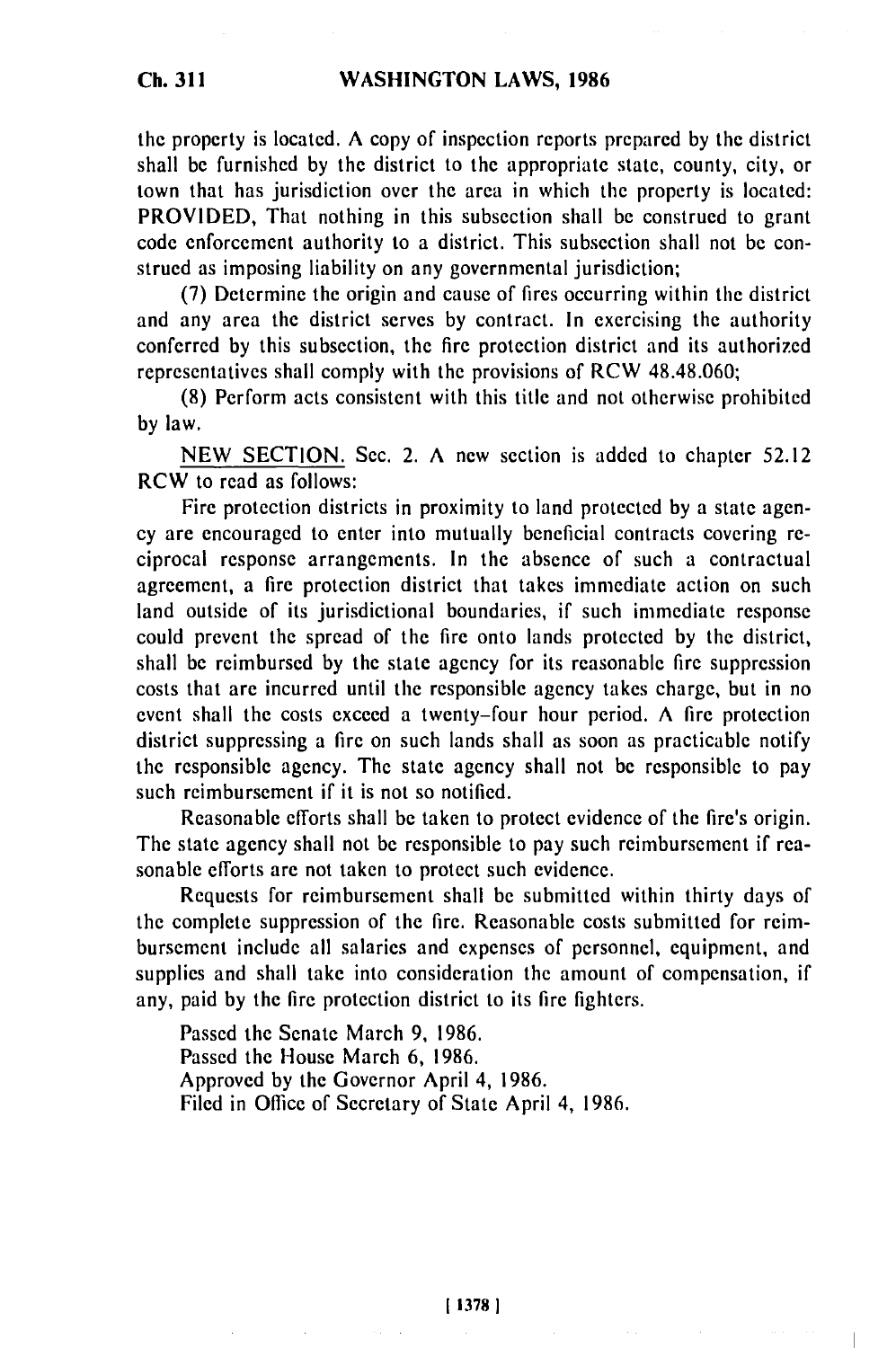the property is located. A copy of inspection reports prepared by the district shall be furnished by the district to the appropriate state, county, city, or town that has jurisdiction over the area in which the property is located: PROVIDED, That nothing in this subsection shall be construed to grant code enforcement authority to a district. This subsection shall not be construed as imposing liability on any governmental jurisdiction;

(7) Determine the origin and cause of fires occurring within the district and any area the district serves by contract. In exercising the authority conferred by this subsection, the fire protection district and its authorized representatives shall comply with the provisions of RCW 48.48.060;

(8) Perform acts consistent with this title and not otherwise prohibited by law.

NEW SECTION. Sec. 2. A new section is added to chapter 52.12 RCW to read as follows:

Fire protection districts in proximity to land protected by a state agency are encouraged to enter into mutually beneficial contracts covering reciprocal response arrangements. In the absence of such a contractual agreement, a fire protection district that takes immediate action on such land outside of its jurisdictional boundaries, if such immediate response could prevent the spread of the fire onto lands protected by the district, shall be reimbursed by the state agency for its reasonable fire suppression costs that are incurred until the responsible agency takes charge, but in no event shall the costs exceed a twenty-four hour period. A fire protection district suppressing a fire on such lands shall as soon as practicable notify the responsible agency. The state agency shall not be responsible to pay such reimbursement if it is not so notified.

Reasonable efforts shall be taken to protect evidence of the fire's origin. The state agency shall not be responsible to pay such reimbursement if reasonable efforts are not taken to protect such evidence.

Requests for reimbursement shall be submitted within thirty days of the complete suppression of the fire. Reasonable costs submitted for reimbursement include all salaries and expenses of personnel, equipment, and supplies and shall take into consideration the amount of compensation, if any, paid by the fire protection district to its fire fighters.

Passed the Senate March 9, 1986.
Passed the House March 6, 1986.
Approved by the Governor April 4, 1986.
Filed in Office of Secretary of State April 4, 1986.